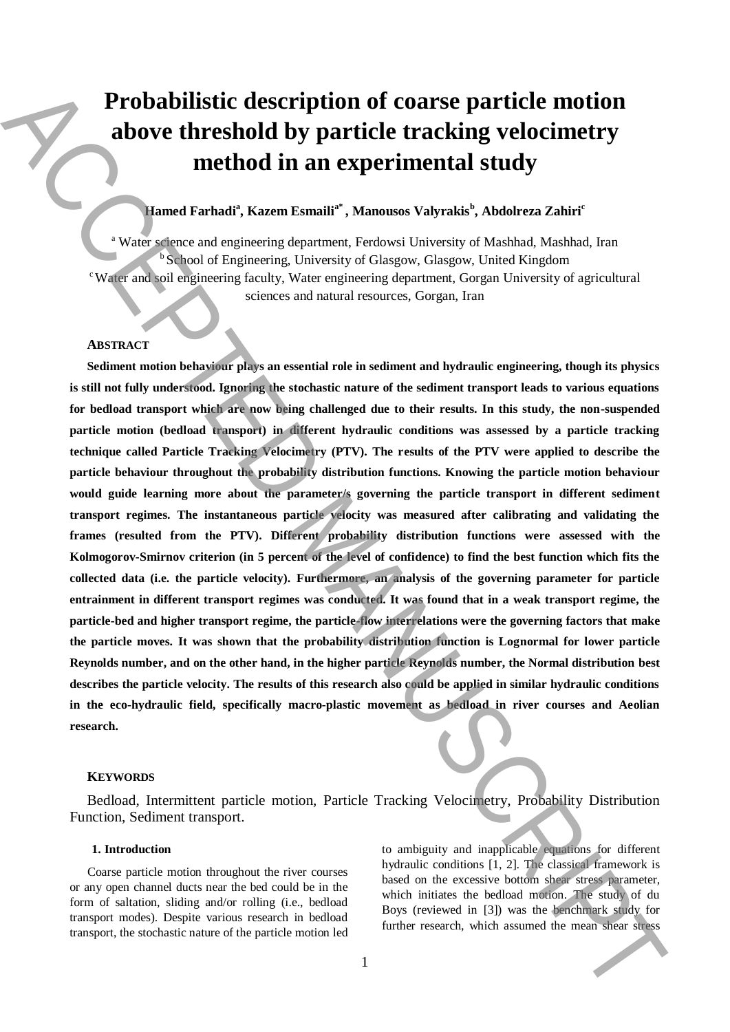# Probabilistic description of coarse particle motion above threshold by particle tracking velocimetry method in an experimental study

**Hamed Farhadi[a], Kazem Esmaili[a*], Manousos Valyrakis[b], Abdolreza Zahiri[c]**

[a] Water science and engineering department, Ferdowsi University of Mashhad, Mashhad, Iran
[b] School of Engineering, University of Glasgow, Glasgow, United Kingdom
[c] Water and soil engineering faculty, Water engineering department, Gorgan University of agricultural sciences and natural resources, Gorgan, Iran

## Abstract

**Sediment motion behaviour plays an essential role in sediment and hydraulic engineering, though its physics is still not fully understood. Ignoring the stochastic nature of the sediment transport leads to various equations for bedload transport which are now being challenged due to their results. In this study, the non-suspended particle motion (bedload transport) in different hydraulic conditions was assessed by a particle tracking technique called Particle Tracking Velocimetry (PTV). The results of the PTV were applied to describe the particle behaviour throughout the probability distribution functions. Knowing the particle motion behaviour would guide learning more about the parameter/s governing the particle transport in different sediment transport regimes. The instantaneous particle velocity was measured after calibrating and validating the frames (resulted from the PTV). Different probability distribution functions were assessed with the Kolmogorov-Smirnov criterion (in 5 percent of the level of confidence) to find the best function which fits the collected data (i.e. the particle velocity). Furthermore, an analysis of the governing parameter for particle entrainment in different transport regimes was conducted. It was found that in a weak transport regime, the particle-bed and higher transport regime, the particle-flow interrelations were the governing factors that make the particle moves. It was shown that the probability distribution function is Lognormal for lower particle Reynolds number, and on the other hand, in the higher particle Reynolds number, the Normal distribution best describes the particle velocity. The results of this research also could be applied in similar hydraulic conditions in the eco-hydraulic field, specifically macro-plastic movement as bedload in river courses and Aeolian research.**

## Keywords

Bedload, Intermittent particle motion, Particle Tracking Velocimetry, Probability Distribution Function, Sediment transport.

### 1. Introduction

Coarse particle motion throughout the river courses or any open channel ducts near the bed could be in the form of saltation, sliding and/or rolling (i.e., bedload transport modes). Despite various research in bedload transport, the stochastic nature of the particle motion led to ambiguity and inapplicable equations for different hydraulic conditions [1, 2]. The classical framework is based on the excessive bottom shear stress parameter, which initiates the bedload motion. The study of du Boys (reviewed in [3]) was the benchmark study for further research, which assumed the mean shear stress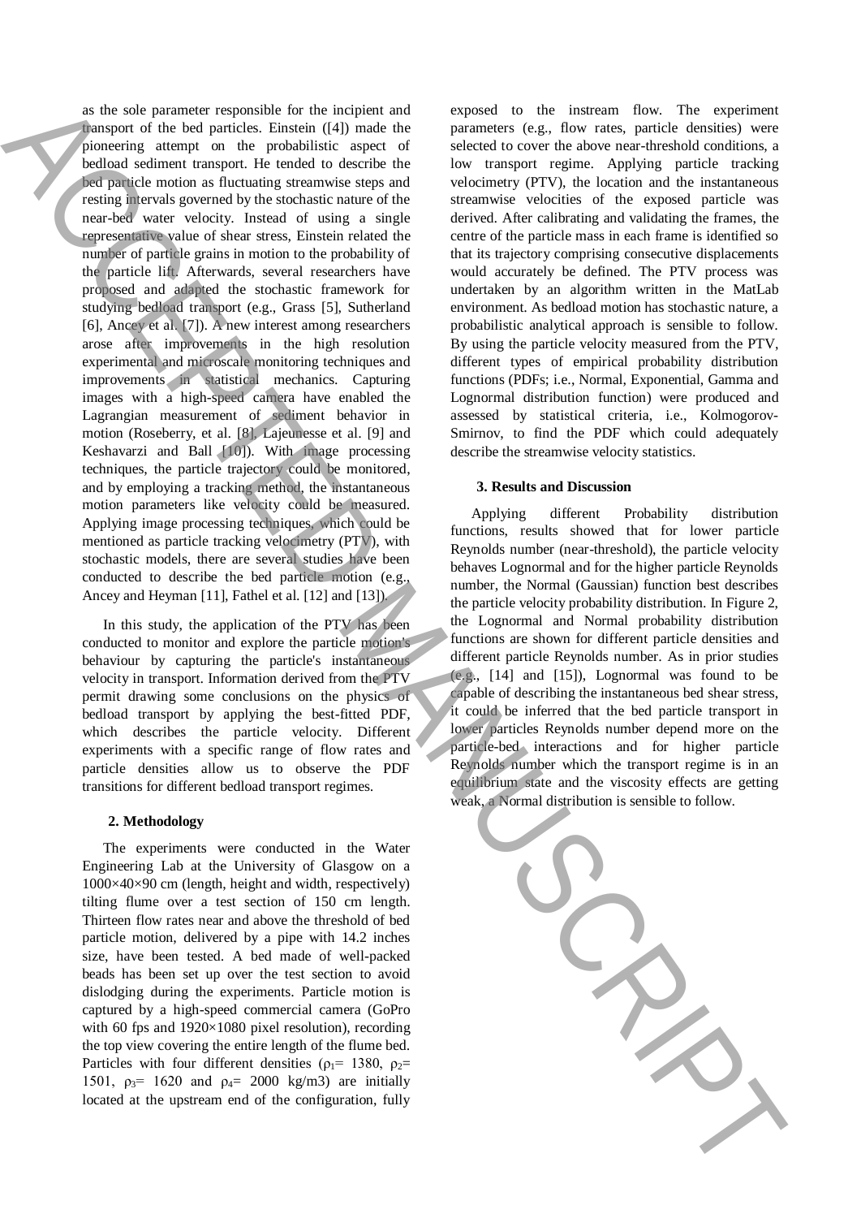as the sole parameter responsible for the incipient and transport of the bed particles. Einstein ([4]) made the pioneering attempt on the probabilistic aspect of bedload sediment transport. He tended to describe the bed particle motion as fluctuating streamwise steps and resting intervals governed by the stochastic nature of the near-bed water velocity. Instead of using a single representative value of shear stress, Einstein related the number of particle grains in motion to the probability of the particle lift. Afterwards, several researchers have proposed and adapted the stochastic framework for studying bedload transport (e.g., Grass [5], Sutherland [6], Ancey et al. [7]). A new interest among researchers arose after improvements in the high resolution experimental and microscale monitoring techniques and improvements in statistical mechanics. Capturing images with a high-speed camera have enabled the Lagrangian measurement of sediment behavior in motion (Roseberry, et al. [8], Lajeunesse et al. [9] and Keshavarzi and Ball [10]). With image processing techniques, the particle trajectory could be monitored, and by employing a tracking method, the instantaneous motion parameters like velocity could be measured. Applying image processing techniques, which could be mentioned as particle tracking velocimetry (PTV), with stochastic models, there are several studies have been conducted to describe the bed particle motion (e.g., Ancey and Heyman [11], Fathel et al. [12] and [13]).

In this study, the application of the PTV has been conducted to monitor and explore the particle motion's behaviour by capturing the particle's instantaneous velocity in transport. Information derived from the PTV permit drawing some conclusions on the physics of bedload transport by applying the best-fitted PDF, which describes the particle velocity. Different experiments with a specific range of flow rates and particle densities allow us to observe the PDF transitions for different bedload transport regimes.

## 2. Methodology

The experiments were conducted in the Water Engineering Lab at the University of Glasgow on a 1000×40×90 cm (length, height and width, respectively) tilting flume over a test section of 150 cm length. Thirteen flow rates near and above the threshold of bed particle motion, delivered by a pipe with 14.2 inches size, have been tested. A bed made of well-packed beads has been set up over the test section to avoid dislodging during the experiments. Particle motion is captured by a high-speed commercial camera (GoPro with 60 fps and 1920×1080 pixel resolution), recording the top view covering the entire length of the flume bed. Particles with four different densities ($\rho_1$= 1380, $\rho_2$= 1501, $\rho_3$= 1620 and $\rho_4$= 2000 kg/m3) are initially located at the upstream end of the configuration, fully exposed to the instream flow. The experiment parameters (e.g., flow rates, particle densities) were selected to cover the above near-threshold conditions, a low transport regime. Applying particle tracking velocimetry (PTV), the location and the instantaneous streamwise velocities of the exposed particle was derived. After calibrating and validating the frames, the centre of the particle mass in each frame is identified so that its trajectory comprising consecutive displacements would accurately be defined. The PTV process was undertaken by an algorithm written in the MatLab environment. As bedload motion has stochastic nature, a probabilistic analytical approach is sensible to follow. By using the particle velocity measured from the PTV, different types of empirical probability distribution functions (PDFs; i.e., Normal, Exponential, Gamma and Lognormal distribution function) were produced and assessed by statistical criteria, i.e., Kolmogorov-Smirnov, to find the PDF which could adequately describe the streamwise velocity statistics.

## 3. Results and Discussion

Applying different Probability distribution functions, results showed that for lower particle Reynolds number (near-threshold), the particle velocity behaves Lognormal and for the higher particle Reynolds number, the Normal (Gaussian) function best describes the particle velocity probability distribution. In Figure 2, the Lognormal and Normal probability distribution functions are shown for different particle densities and different particle Reynolds number. As in prior studies (e.g., [14] and [15]), Lognormal was found to be capable of describing the instantaneous bed shear stress, it could be inferred that the bed particle transport in lower particles Reynolds number depend more on the particle-bed interactions and for higher particle Reynolds number which the transport regime is in an equilibrium state and the viscosity effects are getting weak, a Normal distribution is sensible to follow.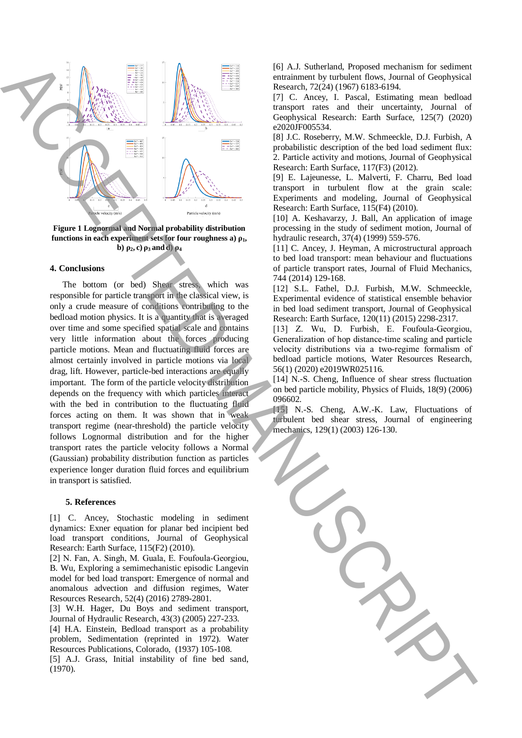Figure 1 Lognormal and Normal probability distribution functions in each experiment sets for four roughness a) $\rho_1$, b) $\rho_2$, c) $\rho_3$ and d) $\rho_4$

## 4. Conclusions

The bottom (or bed) Shear stress, which was responsible for particle transport in the classical view, is only a crude measure of conditions contributing to the bedload motion physics. It is a quantity that is averaged over time and some specified spatial scale and contains very little information about the forces producing particle motions. Mean and fluctuating fluid forces are almost certainly involved in particle motions via local drag, lift. However, particle-bed interactions are equally important. The form of the particle velocity distribution depends on the frequency with which particles interact with the bed in contribution to the fluctuating fluid forces acting on them. It was shown that in weak transport regime (near-threshold) the particle velocity follows Lognormal distribution and for the higher transport rates the particle velocity follows a Normal (Gaussian) probability distribution function as particles experience longer duration fluid forces and equilibrium in transport is satisfied.

## 5. References

[1] C. Ancey, Stochastic modeling in sediment dynamics: Exner equation for planar bed incipient bed load transport conditions, Journal of Geophysical Research: Earth Surface, 115(F2) (2010).

[2] N. Fan, A. Singh, M. Guala, E. Foufoula-Georgiou, B. Wu, Exploring a semimechanistic episodic Langevin model for bed load transport: Emergence of normal and anomalous advection and diffusion regimes, Water Resources Research, 52(4) (2016) 2789-2801.

[3] W.H. Hager, Du Boys and sediment transport, Journal of Hydraulic Research, 43(3) (2005) 227-233.

[4] H.A. Einstein, Bedload transport as a probability problem, Sedimentation (reprinted in 1972). Water Resources Publications, Colorado, (1937) 105-108.

[5] A.J. Grass, Initial instability of fine bed sand, (1970).

[6] A.J. Sutherland, Proposed mechanism for sediment entrainment by turbulent flows, Journal of Geophysical Research, 72(24) (1967) 6183-6194.

[7] C. Ancey, I. Pascal, Estimating mean bedload transport rates and their uncertainty, Journal of Geophysical Research: Earth Surface, 125(7) (2020) e2020JF005534.

[8] J.C. Roseberry, M.W. Schmeeckle, D.J. Furbish, A probabilistic description of the bed load sediment flux: 2. Particle activity and motions, Journal of Geophysical Research: Earth Surface, 117(F3) (2012).

[9] E. Lajeunesse, L. Malverti, F. Charru, Bed load transport in turbulent flow at the grain scale: Experiments and modeling, Journal of Geophysical Research: Earth Surface, 115(F4) (2010).

[10] A. Keshavarzy, J. Ball, An application of image processing in the study of sediment motion, Journal of hydraulic research, 37(4) (1999) 559-576.

[11] C. Ancey, J. Heyman, A microstructural approach to bed load transport: mean behaviour and fluctuations of particle transport rates, Journal of Fluid Mechanics, 744 (2014) 129-168.

[12] S.L. Fathel, D.J. Furbish, M.W. Schmeeckle, Experimental evidence of statistical ensemble behavior in bed load sediment transport, Journal of Geophysical Research: Earth Surface, 120(11) (2015) 2298-2317.

[13] Z. Wu, D. Furbish, E. Foufoula-Georgiou, Generalization of hop distance-time scaling and particle velocity distributions via a two-regime formalism of bedload particle motions, Water Resources Research, 56(1) (2020) e2019WR025116.

[14] N.-S. Cheng, Influence of shear stress fluctuation on bed particle mobility, Physics of Fluids, 18(9) (2006) 096602.

[15] N.-S. Cheng, A.W.-K. Law, Fluctuations of turbulent bed shear stress, Journal of engineering mechanics, 129(1) (2003) 126-130.